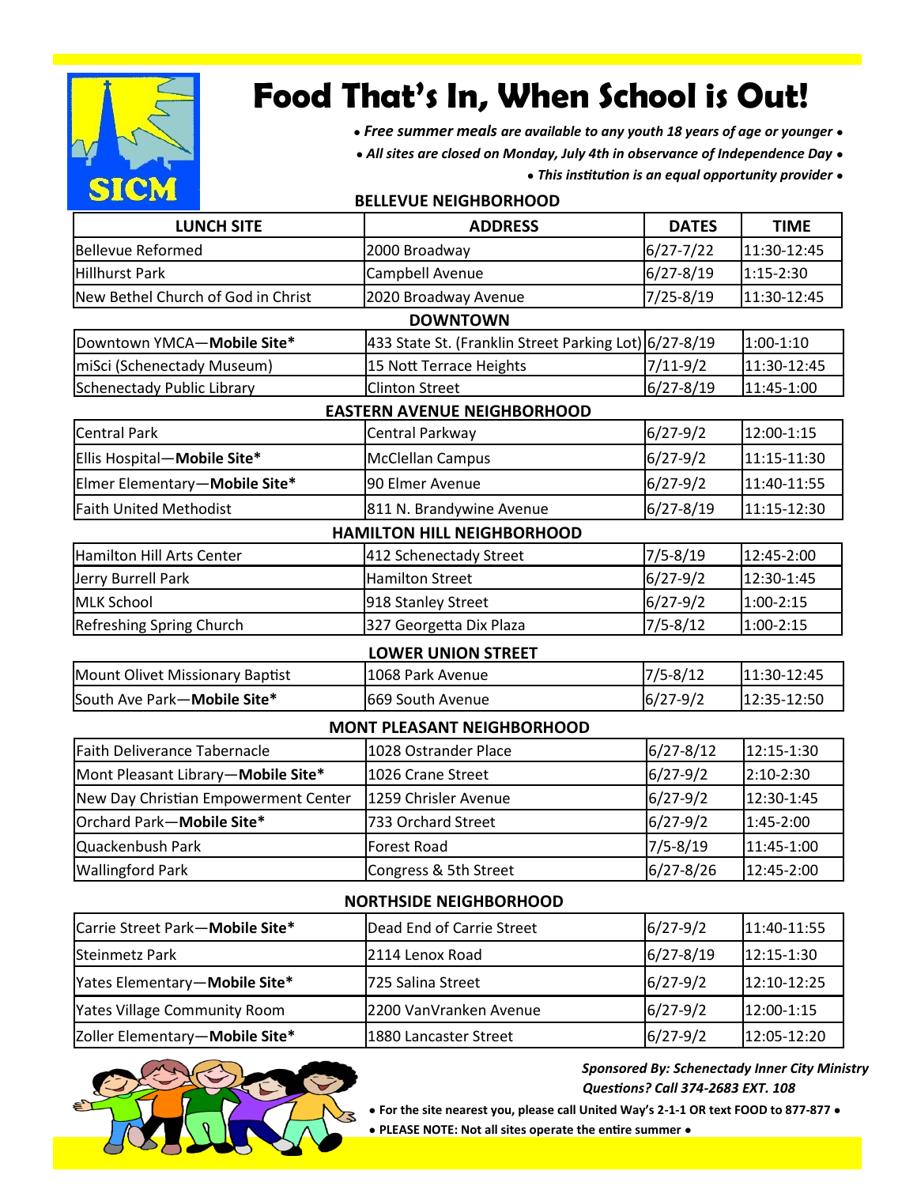# Food That's In, When School is Out!

SICM

*• **Free summer meals** are available to any youth 18 years of age or younger •*

*• All sites are closed on Monday, July 4th in observance of Independence Day •*

*• This institution is an equal opportunity provider •*

## BELLEVUE NEIGHBORHOOD

| LUNCH SITE | ADDRESS | DATES | TIME |
|---|---|---|---|
| Bellevue Reformed | 2000 Broadway | 6/27-7/22 | 11:30-12:45 |
| Hillhurst Park | Campbell Avenue | 6/27-8/19 | 1:15-2:30 |
| New Bethel Church of God in Christ | 2020 Broadway Avenue | 7/25-8/19 | 11:30-12:45 |

## DOWNTOWN

| LUNCH SITE | ADDRESS | DATES | TIME |
|---|---|---|---|
| Downtown YMCA—**Mobile Site*** | 433 State St. (Franklin Street Parking Lot) | 6/27-8/19 | 1:00-1:10 |
| miSci (Schenectady Museum) | 15 Nott Terrace Heights | 7/11-9/2 | 11:30-12:45 |
| Schenectady Public Library | Clinton Street | 6/27-8/19 | 11:45-1:00 |

## EASTERN AVENUE NEIGHBORHOOD

| LUNCH SITE | ADDRESS | DATES | TIME |
|---|---|---|---|
| Central Park | Central Parkway | 6/27-9/2 | 12:00-1:15 |
| Ellis Hospital—**Mobile Site*** | McClellan Campus | 6/27-9/2 | 11:15-11:30 |
| Elmer Elementary—**Mobile Site*** | 90 Elmer Avenue | 6/27-9/2 | 11:40-11:55 |
| Faith United Methodist | 811 N. Brandywine Avenue | 6/27-8/19 | 11:15-12:30 |

## HAMILTON HILL NEIGHBORHOOD

| LUNCH SITE | ADDRESS | DATES | TIME |
|---|---|---|---|
| Hamilton Hill Arts Center | 412 Schenectady Street | 7/5-8/19 | 12:45-2:00 |
| Jerry Burrell Park | Hamilton Street | 6/27-9/2 | 12:30-1:45 |
| MLK School | 918 Stanley Street | 6/27-9/2 | 1:00-2:15 |
| Refreshing Spring Church | 327 Georgetta Dix Plaza | 7/5-8/12 | 1:00-2:15 |

## LOWER UNION STREET

| LUNCH SITE | ADDRESS | DATES | TIME |
|---|---|---|---|
| Mount Olivet Missionary Baptist | 1068 Park Avenue | 7/5-8/12 | 11:30-12:45 |
| South Ave Park—**Mobile Site*** | 669 South Avenue | 6/27-9/2 | 12:35-12:50 |

## MONT PLEASANT NEIGHBORHOOD

| LUNCH SITE | ADDRESS | DATES | TIME |
|---|---|---|---|
| Faith Deliverance Tabernacle | 1028 Ostrander Place | 6/27-8/12 | 12:15-1:30 |
| Mont Pleasant Library—**Mobile Site*** | 1026 Crane Street | 6/27-9/2 | 2:10-2:30 |
| New Day Christian Empowerment Center | 1259 Chrisler Avenue | 6/27-9/2 | 12:30-1:45 |
| Orchard Park—**Mobile Site*** | 733 Orchard Street | 6/27-9/2 | 1:45-2:00 |
| Quackenbush Park | Forest Road | 7/5-8/19 | 11:45-1:00 |
| Wallingford Park | Congress & 5th Street | 6/27-8/26 | 12:45-2:00 |

## NORTHSIDE NEIGHBORHOOD

| LUNCH SITE | ADDRESS | DATES | TIME |
|---|---|---|---|
| Carrie Street Park—**Mobile Site*** | Dead End of Carrie Street | 6/27-9/2 | 11:40-11:55 |
| Steinmetz Park | 2114 Lenox Road | 6/27-8/19 | 12:15-1:30 |
| Yates Elementary—**Mobile Site*** | 725 Salina Street | 6/27-9/2 | 12:10-12:25 |
| Yates Village Community Room | 2200 VanVranken Avenue | 6/27-9/2 | 12:00-1:15 |
| Zoller Elementary—**Mobile Site*** | 1880 Lancaster Street | 6/27-9/2 | 12:05-12:20 |

***Sponsored By: Schenectady Inner City Ministry***
***Questions? Call 374-2683 EXT. 108***

**• For the site nearest you, please call United Way's 2-1-1 OR text FOOD to 877-877 •**

**• PLEASE NOTE: Not all sites operate the entire summer •**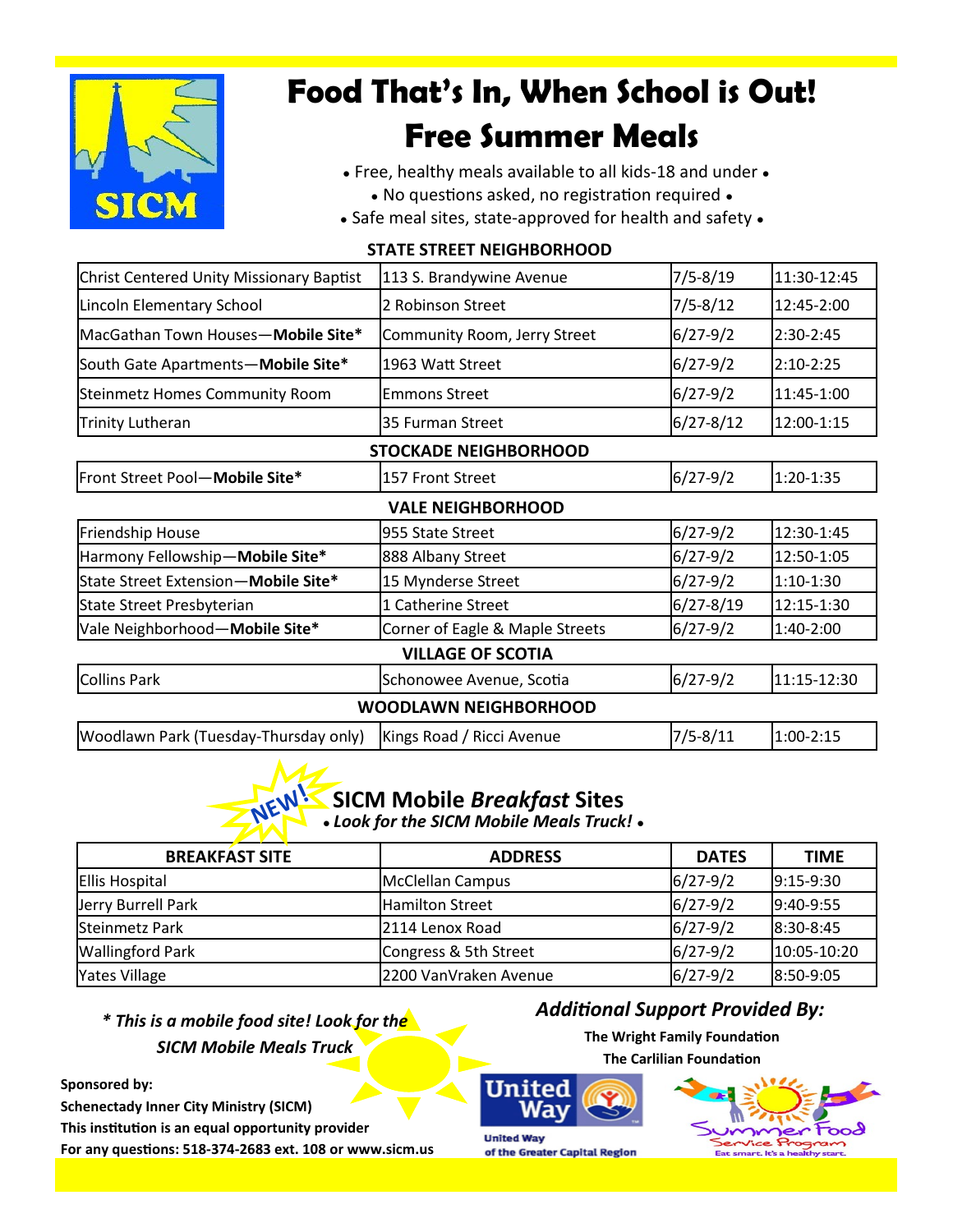# Food That's In, When School is Out!
# Free Summer Meals

- Free, healthy meals available to all kids-18 and under
- No questions asked, no registration required
- Safe meal sites, state-approved for health and safety

| | | | |
|---|---|---|---|
| **STATE STREET NEIGHBORHOOD** | | | |
| Christ Centered Unity Missionary Baptist | 113 S. Brandywine Avenue | 7/5-8/19 | 11:30-12:45 |
| Lincoln Elementary School | 2 Robinson Street | 7/5-8/12 | 12:45-2:00 |
| MacGathan Town Houses—**Mobile Site*** | Community Room, Jerry Street | 6/27-9/2 | 2:30-2:45 |
| South Gate Apartments—**Mobile Site*** | 1963 Watt Street | 6/27-9/2 | 2:10-2:25 |
| Steinmetz Homes Community Room | Emmons Street | 6/27-9/2 | 11:45-1:00 |
| Trinity Lutheran | 35 Furman Street | 6/27-8/12 | 12:00-1:15 |
| **STOCKADE NEIGHBORHOOD** | | | |
| Front Street Pool—**Mobile Site*** | 157 Front Street | 6/27-9/2 | 1:20-1:35 |
| **VALE NEIGHBORHOOD** | | | |
| Friendship House | 955 State Street | 6/27-9/2 | 12:30-1:45 |
| Harmony Fellowship—**Mobile Site*** | 888 Albany Street | 6/27-9/2 | 12:50-1:05 |
| State Street Extension—**Mobile Site*** | 15 Mynderse Street | 6/27-9/2 | 1:10-1:30 |
| State Street Presbyterian | 1 Catherine Street | 6/27-8/19 | 12:15-1:30 |
| Vale Neighborhood—**Mobile Site*** | Corner of Eagle & Maple Streets | 6/27-9/2 | 1:40-2:00 |
| **VILLAGE OF SCOTIA** | | | |
| Collins Park | Schonowee Avenue, Scotia | 6/27-9/2 | 11:15-12:30 |
| **WOODLAWN NEIGHBORHOOD** | | | |
| Woodlawn Park (Tuesday-Thursday only) | Kings Road / Ricci Avenue | 7/5-8/11 | 1:00-2:15 |

## NEW! SICM Mobile *Breakfast* Sites

*Look for the SICM Mobile Meals Truck!*

| BREAKFAST SITE | ADDRESS | DATES | TIME |
|---|---|---|---|
| Ellis Hospital | McClellan Campus | 6/27-9/2 | 9:15-9:30 |
| Jerry Burrell Park | Hamilton Street | 6/27-9/2 | 9:40-9:55 |
| Steinmetz Park | 2114 Lenox Road | 6/27-9/2 | 8:30-8:45 |
| Wallingford Park | Congress & 5th Street | 6/27-9/2 | 10:05-10:20 |
| Yates Village | 2200 VanVraken Avenue | 6/27-9/2 | 8:50-9:05 |

***** This is a mobile food site! Look for the SICM Mobile Meals Truck*

**Sponsored by:**
**Schenectady Inner City Ministry (SICM)**
**This institution is an equal opportunity provider**
**For any questions: 518-374-2683 ext. 108 or www.sicm.us**

*Additional Support Provided By:*

**The Wright Family Foundation**
**The Carlilian Foundation**

United Way of the Greater Capital Region

Summer Food Service Program — Eat smart. It's a healthy start.